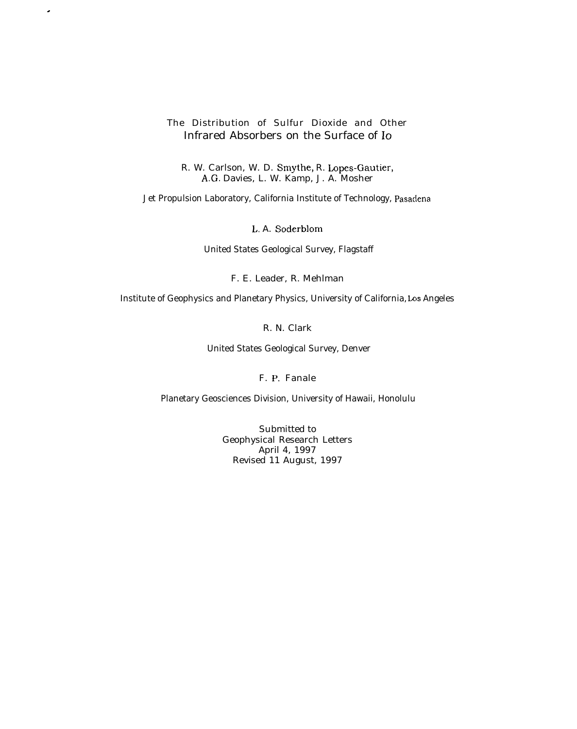# The Distribution of Sulfur Dioxide and Other Infrared Absorbers on the Surface of Io

R. W. Carlson, W. D. Smythe, R. Lopes-Gautier, A.G. Davies, L. W. Kamp, J. A. Mosher

Jet Propulsion Laboratory, California Institute of Technology, Pasadena

L. A. Soderblom

United States Geological Survey, Flagstaff

F. E. Leader, R. Mehlman

Institute of Geophysics and Planetary Physics, University of California, Los Angeles

R. N. Clark

United States Geological Survey, Denver

F. P. Fanale

Planetary Geosciences Division, University of Hawaii, Honolulu

Submitted to
Geophysical Research Letters
April 4, 1997
Revised 11 August, 1997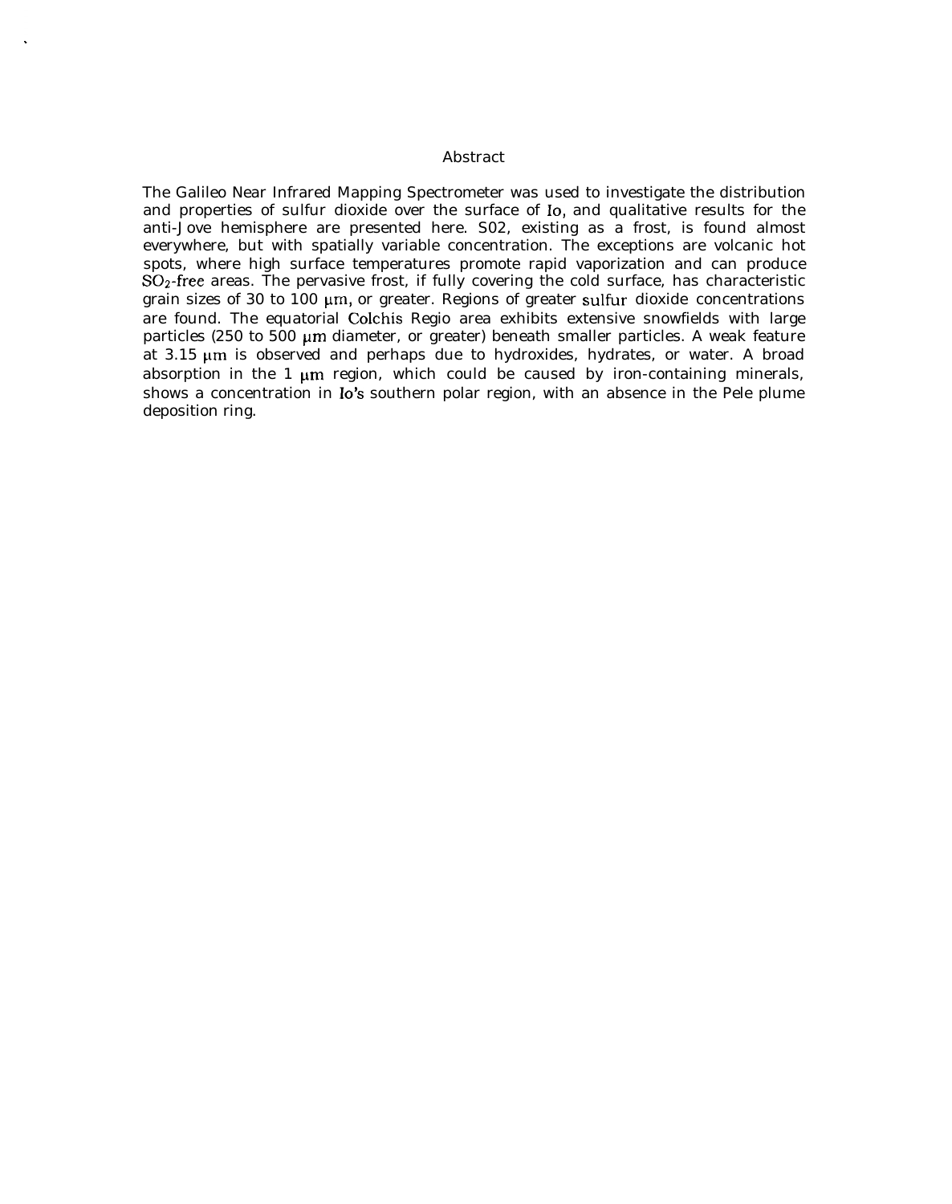## Abstract

The Galileo Near Infrared Mapping Spectrometer was used to investigate the distribution and properties of sulfur dioxide over the surface of Io, and qualitative results for the anti-Jove hemisphere are presented here. S02, existing as a frost, is found almost everywhere, but with spatially variable concentration. The exceptions are volcanic hot spots, where high surface temperatures promote rapid vaporization and can produce $SO_2$-free areas. The pervasive frost, if fully covering the cold surface, has characteristic grain sizes of 30 to 100 μm, or greater. Regions of greater sulfur dioxide concentrations are found. The equatorial Colchis Regio area exhibits extensive snowfields with large particles (250 to 500 μm diameter, or greater) beneath smaller particles. A weak feature at 3.15 μm is observed and perhaps due to hydroxides, hydrates, or water. A broad absorption in the 1 μm region, which could be caused by iron-containing minerals, shows a concentration in Io's southern polar region, with an absence in the Pele plume deposition ring.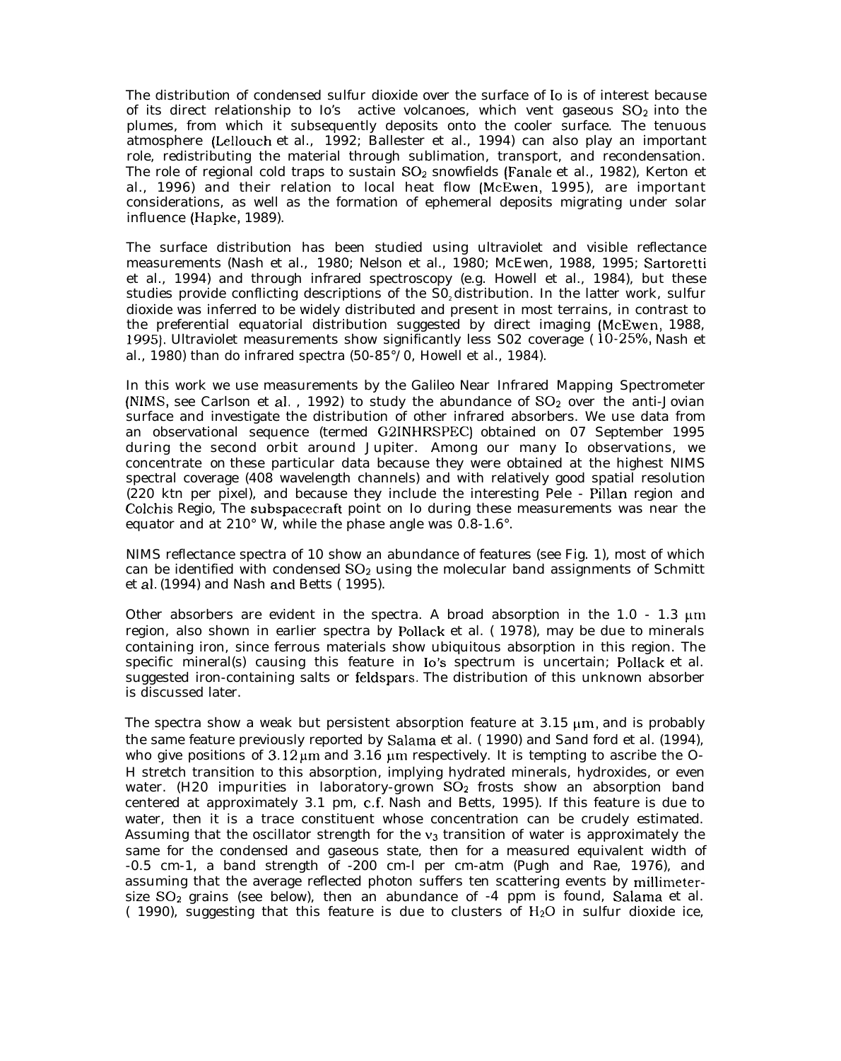The distribution of condensed sulfur dioxide over the surface of Io is of interest because of its direct relationship to Io's active volcanoes, which vent gaseous $SO_2$ into the plumes, from which it subsequently deposits onto the cooler surface. The tenuous atmosphere (Lellouch et al., 1992; Ballester et al., 1994) can also play an important role, redistributing the material through sublimation, transport, and recondensation. The role of regional cold traps to sustain $SO_2$ snowfields (Fanale et al., 1982), Kerton et al., 1996) and their relation to local heat flow (McEwen, 1995), are important considerations, as well as the formation of ephemeral deposits migrating under solar influence (Hapke, 1989).

The surface distribution has been studied using ultraviolet and visible reflectance measurements (Nash et al., 1980; Nelson et al., 1980; McEwen, 1988, 1995; Sartoretti et al., 1994) and through infrared spectroscopy (e.g. Howell et al., 1984), but these studies provide conflicting descriptions of the $SO_2$ distribution. In the latter work, sulfur dioxide was inferred to be widely distributed and present in most terrains, in contrast to the preferential equatorial distribution suggested by direct imaging (McEwen, 1988, 1995). Ultraviolet measurements show significantly less S02 coverage (10-25%, Nash et al., 1980) than do infrared spectra (50-85°/0, Howell et al., 1984).

In this work we use measurements by the Galileo Near Infrared Mapping Spectrometer (NIMS, see Carlson et al. , 1992) to study the abundance of $SO_2$ over the anti-Jovian surface and investigate the distribution of other infrared absorbers. We use data from an observational sequence (termed G2INHRSPEC) obtained on 07 September 1995 during the second orbit around Jupiter. Among our many Io observations, we concentrate on these particular data because they were obtained at the highest NIMS spectral coverage (408 wavelength channels) and with relatively good spatial resolution (220 ktn per pixel), and because they include the interesting Pele - Pillan region and Colchis Regio, The subspacecraft point on Io during these measurements was near the equator and at 210° W, while the phase angle was 0.8-1.6°.

NIMS reflectance spectra of 10 show an abundance of features (see Fig. 1), most of which can be identified with condensed $SO_2$ using the molecular band assignments of Schmitt et al. (1994) and Nash and Betts ( 1995).

Other absorbers are evident in the spectra. A broad absorption in the 1.0 - 1.3 μm region, also shown in earlier spectra by Pollack et al. ( 1978), may be due to minerals containing iron, since ferrous materials show ubiquitous absorption in this region. The specific mineral(s) causing this feature in Io's spectrum is uncertain; Pollack et al. suggested iron-containing salts or feldspars. The distribution of this unknown absorber is discussed later.

The spectra show a weak but persistent absorption feature at 3.15 μm, and is probably the same feature previously reported by Salama et al. ( 1990) and Sand ford et al. (1994), who give positions of 3.12 μm and 3.16 μm respectively. It is tempting to ascribe the O-H stretch transition to this absorption, implying hydrated minerals, hydroxides, or even water. (H20 impurities in laboratory-grown $SO_2$ frosts show an absorption band centered at approximately 3.1 pm, c.f. Nash and Betts, 1995). If this feature is due to water, then it is a trace constituent whose concentration can be crudely estimated. Assuming that the oscillator strength for the $v_3$ transition of water is approximately the same for the condensed and gaseous state, then for a measured equivalent width of -0.5 cm-1, a band strength of -200 cm-l per cm-atm (Pugh and Rae, 1976), and assuming that the average reflected photon suffers ten scattering events by millimeter-size $SO_2$ grains (see below), then an abundance of -4 ppm is found, Salama et al. ( 1990), suggesting that this feature is due to clusters of $H_2O$ in sulfur dioxide ice,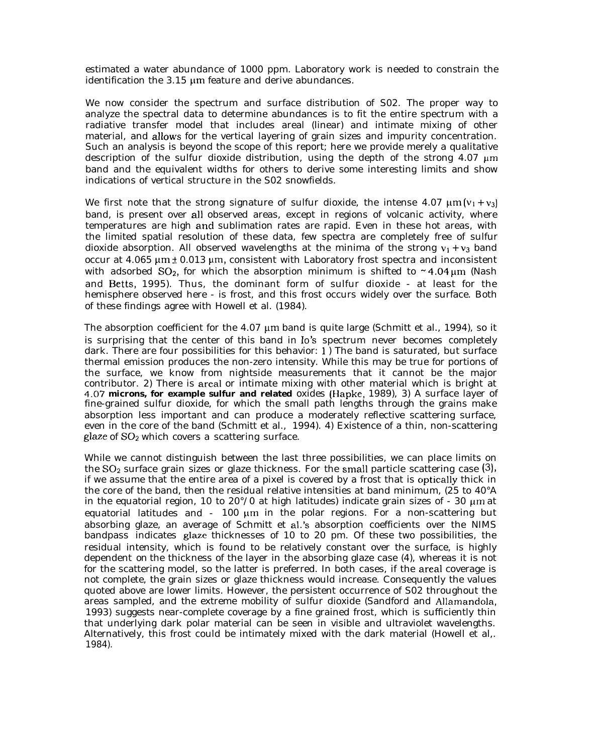estimated a water abundance of 1000 ppm. Laboratory work is needed to constrain the identification the 3.15 μm feature and derive abundances.

We now consider the spectrum and surface distribution of S02. The proper way to analyze the spectral data to determine abundances is to fit the entire spectrum with a radiative transfer model that includes areal (linear) and intimate mixing of other material, and allows for the vertical layering of grain sizes and impurity concentration. Such an analysis is beyond the scope of this report; here we provide merely a qualitative description of the sulfur dioxide distribution, using the depth of the strong 4.07 μm band and the equivalent widths for others to derive some interesting limits and show indications of vertical structure in the S02 snowfields.

We first note that the strong signature of sulfur dioxide, the intense 4.07 μm ($\nu_1 + \nu_3$) band, is present over all observed areas, except in regions of volcanic activity, where temperatures are high and sublimation rates are rapid. Even in these hot areas, with the limited spatial resolution of these data, few spectra are completely free of sulfur dioxide absorption. All observed wavelengths at the minima of the strong $\nu_1 + \nu_3$ band occur at 4.065 μm ± 0.013 μm, consistent with Laboratory frost spectra and inconsistent with adsorbed $SO_2$, for which the absorption minimum is shifted to ~ 4.04 μm (Nash and Betts, 1995). Thus, the dominant form of sulfur dioxide - at least for the hemisphere observed here - is frost, and this frost occurs widely over the surface. Both of these findings agree with Howell et al. (1984).

The absorption coefficient for the 4.07 μm band is quite large (Schmitt et al., 1994), so it is surprising that the center of this band in Io's spectrum never becomes completely dark. There are four possibilities for this behavior: 1) The band is saturated, but surface thermal emission produces the non-zero intensity. While this may be true for portions of the surface, we know from nightside measurements that it cannot be the major contributor. 2) There is areal or intimate mixing with other material which is bright at 4.07 microns, for example sulfur and related oxides (Hapke, 1989), 3) A surface layer of fine-grained sulfur dioxide, for which the small path lengths through the grains make absorption less important and can produce a moderately reflective scattering surface, even in the core of the band (Schmitt et al., 1994). 4) Existence of a thin, non-scattering glaze of $SO_2$ which covers a scattering surface.

While we cannot distinguish between the last three possibilities, we can place limits on the $SO_2$ surface grain sizes or glaze thickness. For the small particle scattering case (3), if we assume that the entire area of a pixel is covered by a frost that is optically thick in the core of the band, then the residual relative intensities at band minimum, (25 to 40°A in the equatorial region, 10 to 20°/0 at high latitudes) indicate grain sizes of - 30 μm at equatorial latitudes and - 100 μm in the polar regions. For a non-scattering but absorbing glaze, an average of Schmitt et al.'s absorption coefficients over the NIMS bandpass indicates glaze thicknesses of 10 to 20 pm. Of these two possibilities, the residual intensity, which is found to be relatively constant over the surface, is highly dependent on the thickness of the layer in the absorbing glaze case (4), whereas it is not for the scattering model, so the latter is preferred. In both cases, if the areal coverage is not complete, the grain sizes or glaze thickness would increase. Consequently the values quoted above are lower limits. However, the persistent occurrence of S02 throughout the areas sampled, and the extreme mobility of sulfur dioxide (Sandford and Allamandola, 1993) suggests near-complete coverage by a fine grained frost, which is sufficiently thin that underlying dark polar material can be seen in visible and ultraviolet wavelengths. Alternatively, this frost could be intimately mixed with the dark material (Howell et al,. 1984).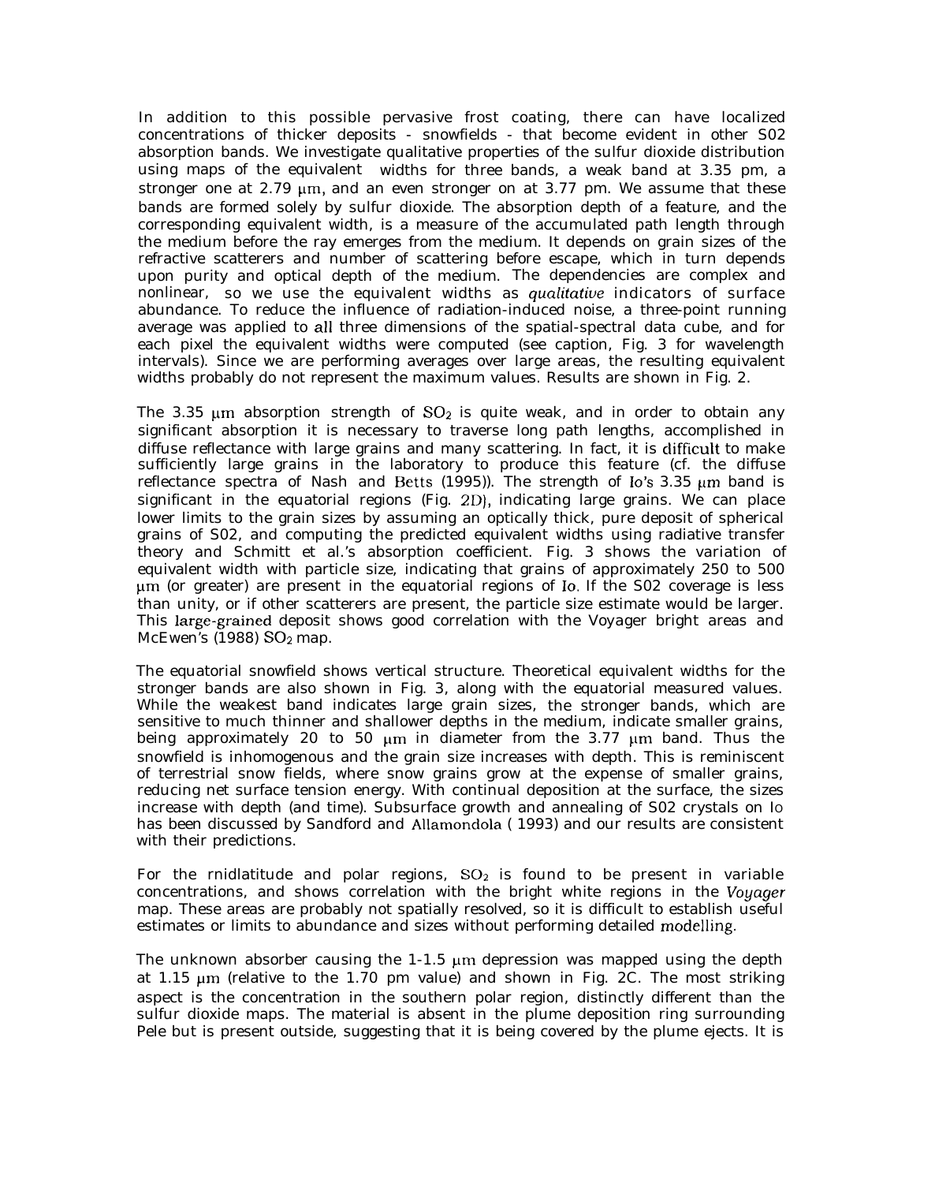In addition to this possible pervasive frost coating, there can have localized concentrations of thicker deposits - snowfields - that become evident in other S02 absorption bands. We investigate qualitative properties of the sulfur dioxide distribution using maps of the equivalent widths for three bands, a weak band at 3.35 pm, a stronger one at 2.79 μm, and an even stronger on at 3.77 pm. We assume that these bands are formed solely by sulfur dioxide. The absorption depth of a feature, and the corresponding equivalent width, is a measure of the accumulated path length through the medium before the ray emerges from the medium. It depends on grain sizes of the refractive scatterers and number of scattering before escape, which in turn depends upon purity and optical depth of the medium. The dependencies are complex and nonlinear, so we use the equivalent widths as *qualitative* indicators of surface abundance. To reduce the influence of radiation-induced noise, a three-point running average was applied to all three dimensions of the spatial-spectral data cube, and for each pixel the equivalent widths were computed (see caption, Fig. 3 for wavelength intervals). Since we are performing averages over large areas, the resulting equivalent widths probably do not represent the maximum values. Results are shown in Fig. 2.

The 3.35 μm absorption strength of $SO_2$ is quite weak, and in order to obtain any significant absorption it is necessary to traverse long path lengths, accomplished in diffuse reflectance with large grains and many scattering. In fact, it is difficult to make sufficiently large grains in the laboratory to produce this feature (cf. the diffuse reflectance spectra of Nash and Betts (1995)). The strength of Io's 3.35 μm band is significant in the equatorial regions (Fig. 2D), indicating large grains. We can place lower limits to the grain sizes by assuming an optically thick, pure deposit of spherical grains of S02, and computing the predicted equivalent widths using radiative transfer theory and Schmitt et al.'s absorption coefficient. Fig. 3 shows the variation of equivalent width with particle size, indicating that grains of approximately 250 to 500 μm (or greater) are present in the equatorial regions of Io. If the S02 coverage is less than unity, or if other scatterers are present, the particle size estimate would be larger. This large-grained deposit shows good correlation with the Voyager bright areas and McEwen's (1988) $SO_2$ map.

The equatorial snowfield shows vertical structure. Theoretical equivalent widths for the stronger bands are also shown in Fig. 3, along with the equatorial measured values. While the weakest band indicates large grain sizes, the stronger bands, which are sensitive to much thinner and shallower depths in the medium, indicate smaller grains, being approximately 20 to 50 μm in diameter from the 3.77 μm band. Thus the snowfield is inhomogenous and the grain size increases with depth. This is reminiscent of terrestrial snow fields, where snow grains grow at the expense of smaller grains, reducing net surface tension energy. With continual deposition at the surface, the sizes increase with depth (and time). Subsurface growth and annealing of S02 crystals on Io has been discussed by Sandford and Allamondola ( 1993) and our results are consistent with their predictions.

For the rnidlatitude and polar regions, $SO_2$ is found to be present in variable concentrations, and shows correlation with the bright white regions in the *Voyager* map. These areas are probably not spatially resolved, so it is difficult to establish useful estimates or limits to abundance and sizes without performing detailed modelling.

The unknown absorber causing the 1-1.5 μm depression was mapped using the depth at 1.15 μm (relative to the 1.70 pm value) and shown in Fig. 2C. The most striking aspect is the concentration in the southern polar region, distinctly different than the sulfur dioxide maps. The material is absent in the plume deposition ring surrounding Pele but is present outside, suggesting that it is being covered by the plume ejects. It is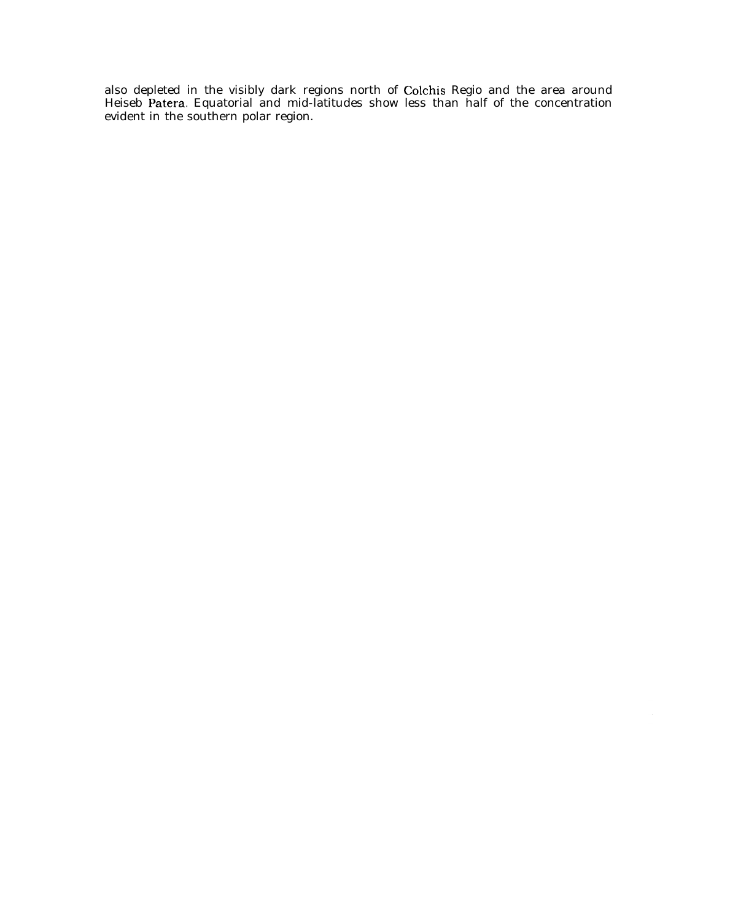also depleted in the visibly dark regions north of Colchis Regio and the area around Heiseb Patera. Equatorial and mid-latitudes show less than half of the concentration evident in the southern polar region.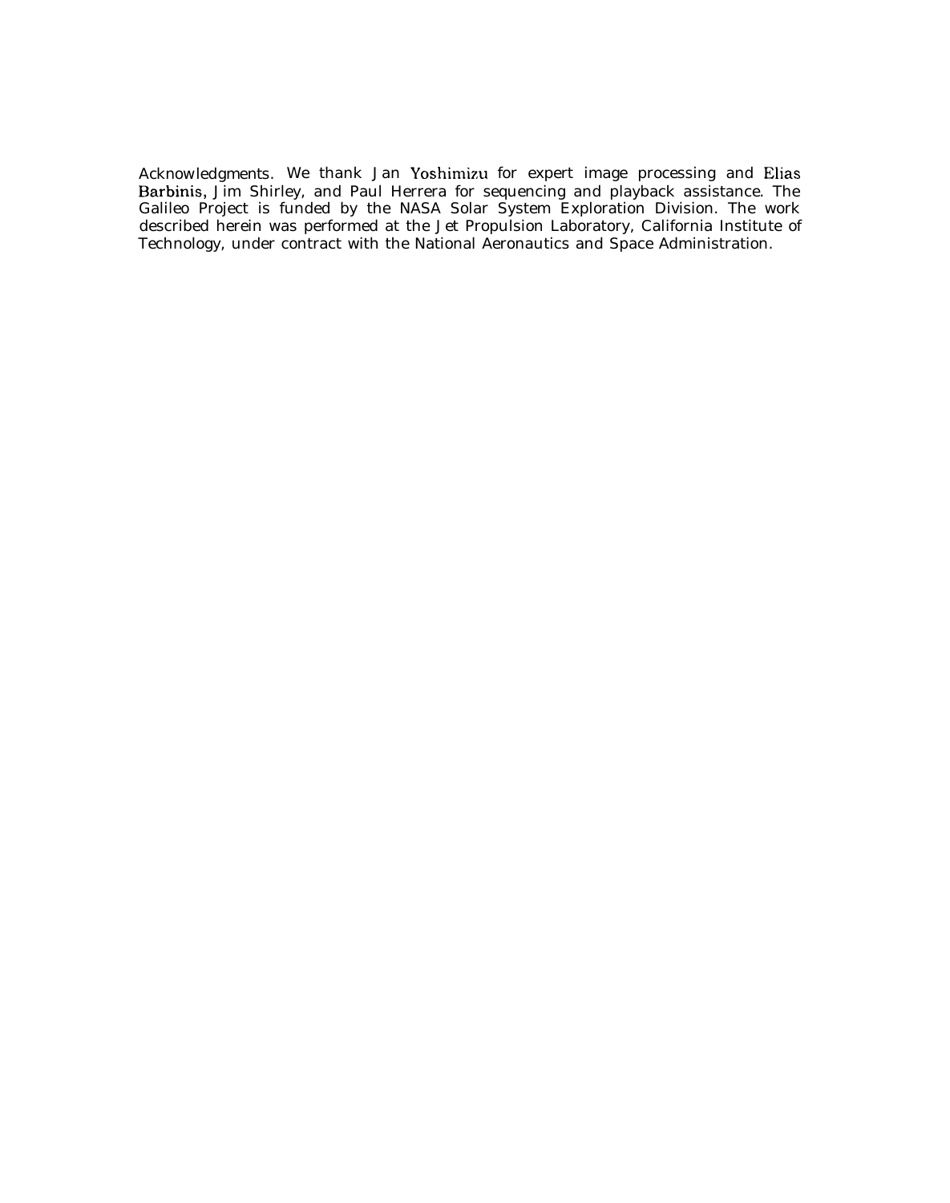Acknowledgments. We thank Jan Yoshimizu for expert image processing and Elias Barbinis, Jim Shirley, and Paul Herrera for sequencing and playback assistance. The Galileo Project is funded by the NASA Solar System Exploration Division. The work described herein was performed at the Jet Propulsion Laboratory, California Institute of Technology, under contract with the National Aeronautics and Space Administration.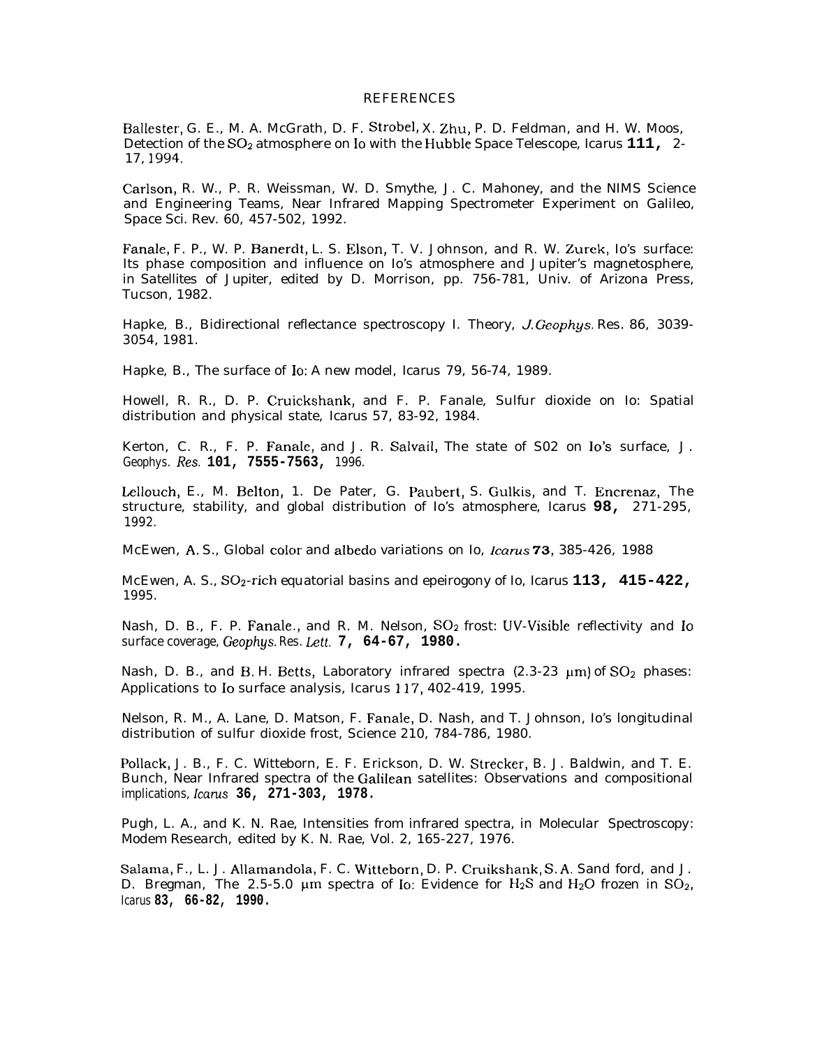# REFERENCES

Ballester, G. E., M. A. McGrath, D. F. Strobel, X. Zhu, P. D. Feldman, and H. W. Moos, Detection of the $SO_2$ atmosphere on Io with the Hubble Space Telescope, Icarus **111,** 2-17, 1994.

Carlson, R. W., P. R. Weissman, W. D. Smythe, J. C. Mahoney, and the NIMS Science and Engineering Teams, Near Infrared Mapping Spectrometer Experiment on Galileo, Space Sci. Rev. 60, 457-502, 1992.

Fanale, F. P., W. P. Banerdt, L. S. Elson, T. V. Johnson, and R. W. Zurek, Io's surface: Its phase composition and influence on Io's atmosphere and Jupiter's magnetosphere, in Satellites of Jupiter, edited by D. Morrison, pp. 756-781, Univ. of Arizona Press, Tucson, 1982.

Hapke, B., Bidirectional reflectance spectroscopy I. Theory, *J. Geophys.* Res. 86, 3039-3054, 1981.

Hapke, B., The surface of Io: A new model, Icarus 79, 56-74, 1989.

Howell, R. R., D. P. Cruickshank, and F. P. Fanale, Sulfur dioxide on Io: Spatial distribution and physical state, Icarus 57, 83-92, 1984.

Kerton, C. R., F. P. Fanale, and J. R. Salvail, The state of S02 on Io's surface, J. Geophys. *Res.* **101, 7555-7563,** 1996.

Lellouch, E., M. Belton, 1. De Pater, G. Paubert, S. Gulkis, and T. Encrenaz, The structure, stability, and global distribution of Io's atmosphere, Icarus **98,** 271-295, 1992.

McEwen, A. S., Global color and albedo variations on Io, *Icarus* **73**, 385-426, 1988

McEwen, A. S., $SO_2$-rich equatorial basins and epeirogony of Io, Icarus **113, 415-422,** 1995.

Nash, D. B., F. P. Fanale., and R. M. Nelson, $SO_2$ frost: UV-Visible reflectivity and Io surface coverage, *Geophys.* Res. *Lett.* **7, 64-67, 1980.**

Nash, D. B., and B. H. Betts, Laboratory infrared spectra (2.3-23 μm) of $SO_2$ phases: Applications to Io surface analysis, Icarus 117, 402-419, 1995.

Nelson, R. M., A. Lane, D. Matson, F. Fanale, D. Nash, and T. Johnson, Io's longitudinal distribution of sulfur dioxide frost, Science 210, 784-786, 1980.

Pollack, J. B., F. C. Witteborn, E. F. Erickson, D. W. Strecker, B. J. Baldwin, and T. E. Bunch, Near Infrared spectra of the Galilean satellites: Observations and compositional implications, *Icarus* **36, 271-303, 1978.**

Pugh, L. A., and K. N. Rae, Intensities from infrared spectra, in Molecular Spectroscopy: Modem Research, edited by K. N. Rae, Vol. 2, 165-227, 1976.

Salama, F., L. J. Allamandola, F. C. Witteborn, D. P. Cruikshank, S. A. Sand ford, and J. D. Bregman, The 2.5-5.0 μm spectra of Io: Evidence for $H_2S$ and $H_2O$ frozen in $SO_2$, Icarus **83, 66-82, 1990.**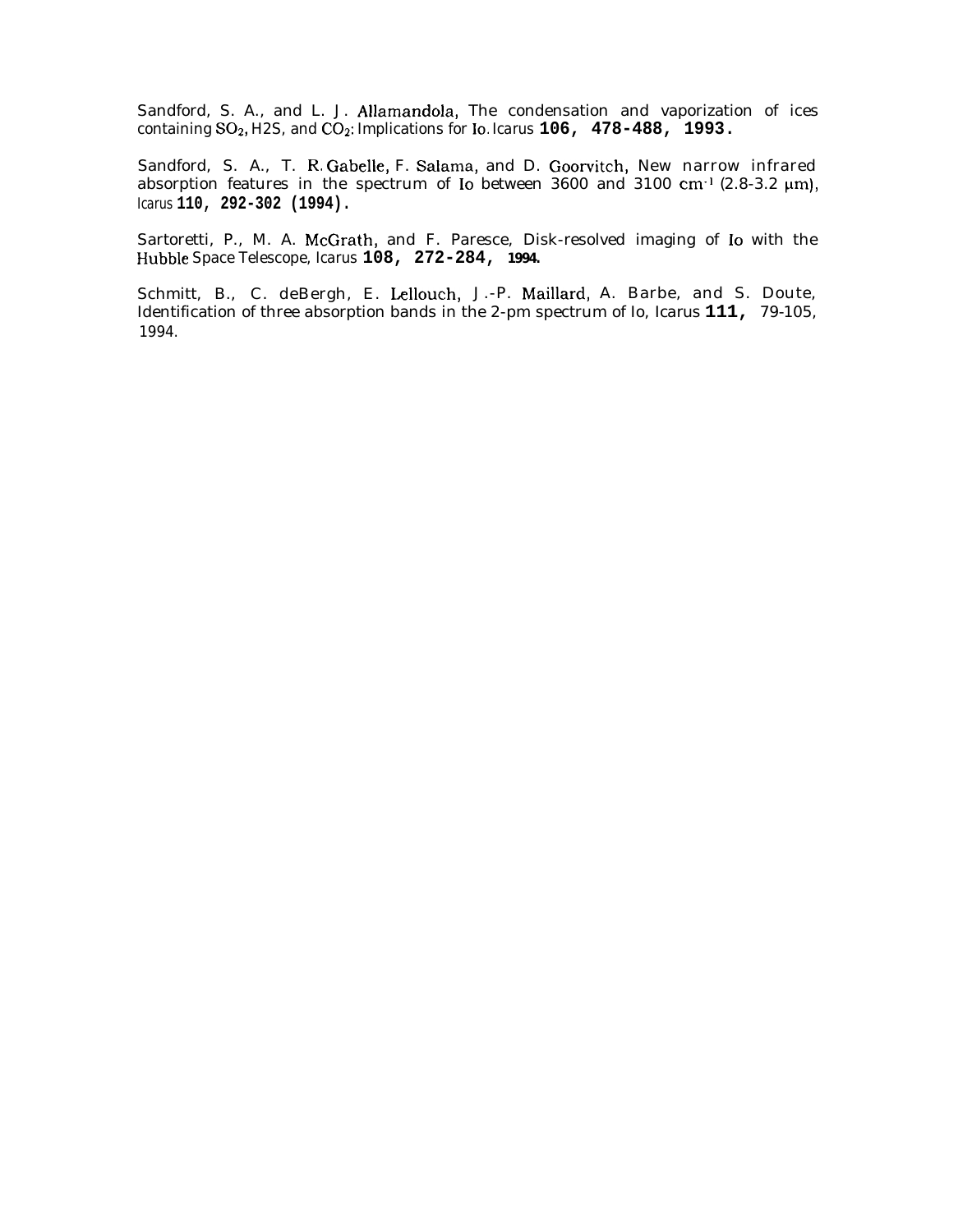Sandford, S. A., and L. J. Allamandola, The condensation and vaporization of ices containing $SO_2$, H2S, and $CO_2$: Implications for Io. Icarus **106, 478-488, 1993.**

Sandford, S. A., T. R. Gabelle, F. Salama, and D. Goorvitch, New narrow infrared absorption features in the spectrum of Io between 3600 and 3100 $cm^{-1}$ (2.8-3.2 μm), Icarus **110, 292-302 (1994).**

Sartoretti, P., M. A. McGrath, and F. Paresce, Disk-resolved imaging of Io with the Hubble Space Telescope, Icarus **108, 272-284, 1994.**

Schmitt, B., C. deBergh, E. Lellouch, J.-P. Maillard, A. Barbe, and S. Doute, Identification of three absorption bands in the 2-pm spectrum of Io, Icarus **111,** 79-105, 1994.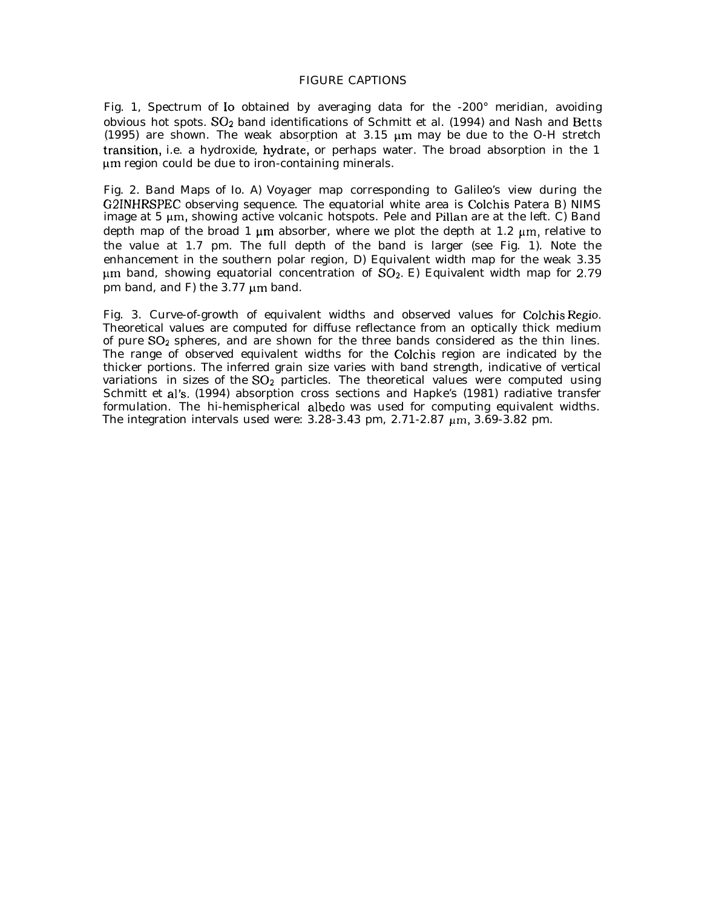# FIGURE CAPTIONS

Fig. 1, Spectrum of Io obtained by averaging data for the -200° meridian, avoiding obvious hot spots. $SO_2$ band identifications of Schmitt et al. (1994) and Nash and Betts (1995) are shown. The weak absorption at 3.15 μm may be due to the O-H stretch transition, i.e. a hydroxide, hydrate, or perhaps water. The broad absorption in the 1 μm region could be due to iron-containing minerals.

Fig. 2. Band Maps of Io. A) Voyager map corresponding to Galileo's view during the G2INHRSPEC observing sequence. The equatorial white area is Colchis Patera B) NIMS image at 5 μm, showing active volcanic hotspots. Pele and Pillan are at the left. C) Band depth map of the broad 1 μm absorber, where we plot the depth at 1.2 μm, relative to the value at 1.7 pm. The full depth of the band is larger (see Fig. 1). Note the enhancement in the southern polar region, D) Equivalent width map for the weak 3.35 μm band, showing equatorial concentration of $SO_2$. E) Equivalent width map for 2.79 pm band, and F) the 3.77 μm band.

Fig. 3. Curve-of-growth of equivalent widths and observed values for Colchis Regio. Theoretical values are computed for diffuse reflectance from an optically thick medium of pure $SO_2$ spheres, and are shown for the three bands considered as the thin lines. The range of observed equivalent widths for the Colchis region are indicated by the thicker portions. The inferred grain size varies with band strength, indicative of vertical variations in sizes of the $SO_2$ particles. The theoretical values were computed using Schmitt et al's. (1994) absorption cross sections and Hapke's (1981) radiative transfer formulation. The hi-hemispherical albedo was used for computing equivalent widths. The integration intervals used were: 3.28-3.43 pm, 2.71-2.87 μm, 3.69-3.82 pm.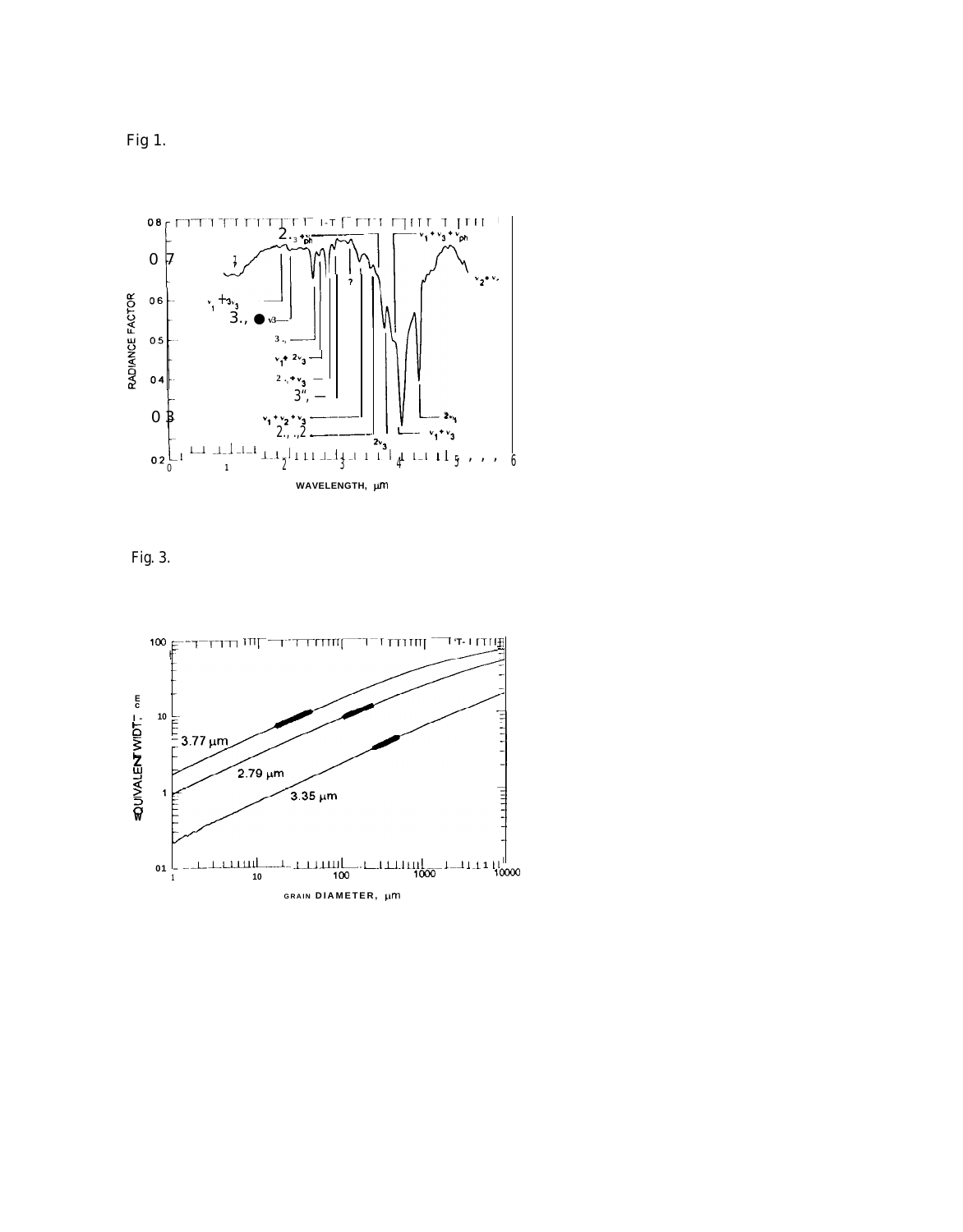Fig 1.

Fig. 3.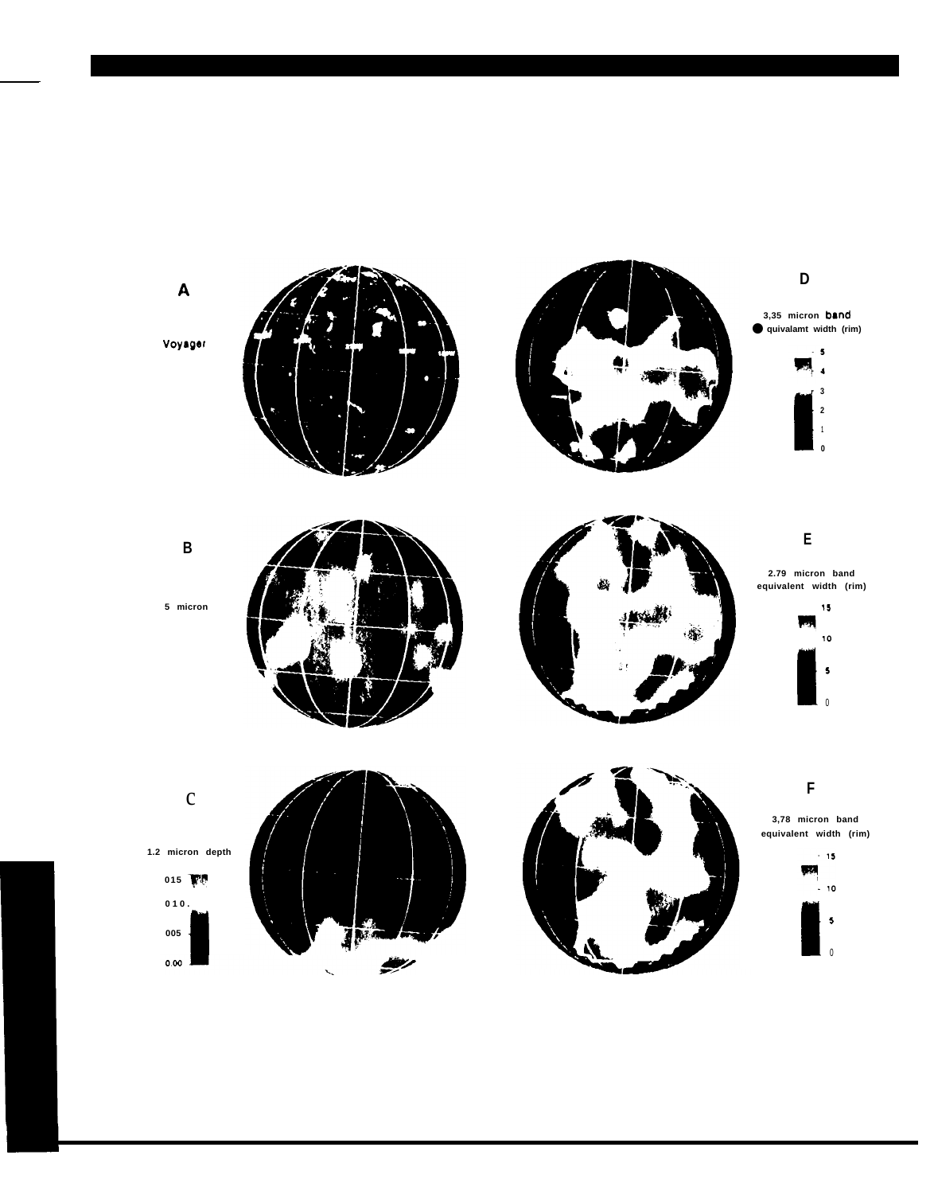A

Voyager

D

3,35 micron band
● quivalamt width (rim)

5
4
3
2
1
0

B

5 micron

E

2.79 micron band
equivalent width (rim)

15
10
5
0

C

1.2 micron depth

015
010.
005
0.00

F

3,78 micron band
equivalent width (rim)

15
10
5
0